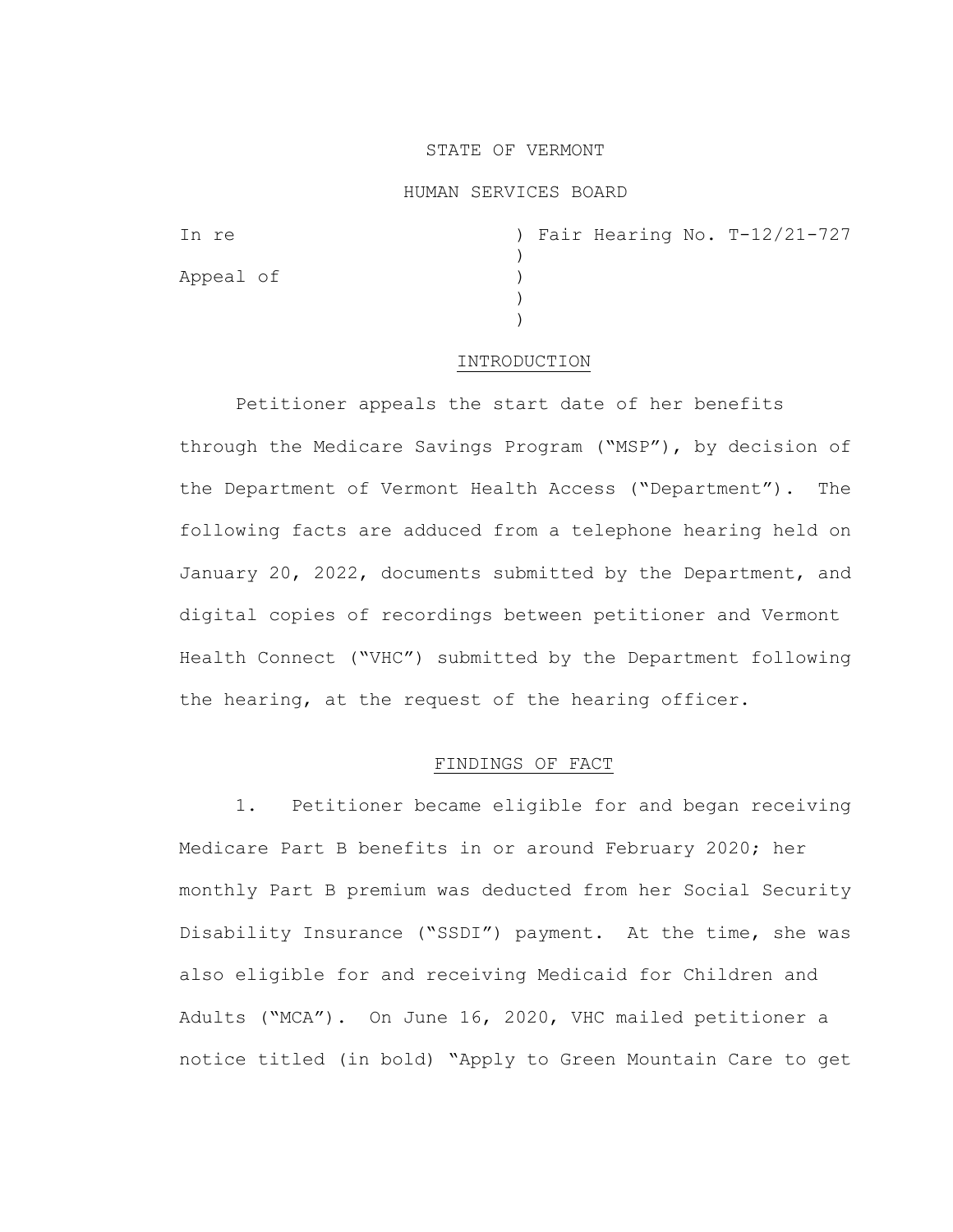STATE OF VERMONT

HUMAN SERVICES BOARD

In re ) Fair Hearing No. T-12/21-727
)
Appeal of )
)
)

## INTRODUCTION

Petitioner appeals the start date of her benefits through the Medicare Savings Program ("MSP"), by decision of the Department of Vermont Health Access ("Department"). The following facts are adduced from a telephone hearing held on January 20, 2022, documents submitted by the Department, and digital copies of recordings between petitioner and Vermont Health Connect ("VHC") submitted by the Department following the hearing, at the request of the hearing officer.

## FINDINGS OF FACT

1. Petitioner became eligible for and began receiving Medicare Part B benefits in or around February 2020; her monthly Part B premium was deducted from her Social Security Disability Insurance ("SSDI") payment. At the time, she was also eligible for and receiving Medicaid for Children and Adults ("MCA"). On June 16, 2020, VHC mailed petitioner a notice titled (in bold) "Apply to Green Mountain Care to get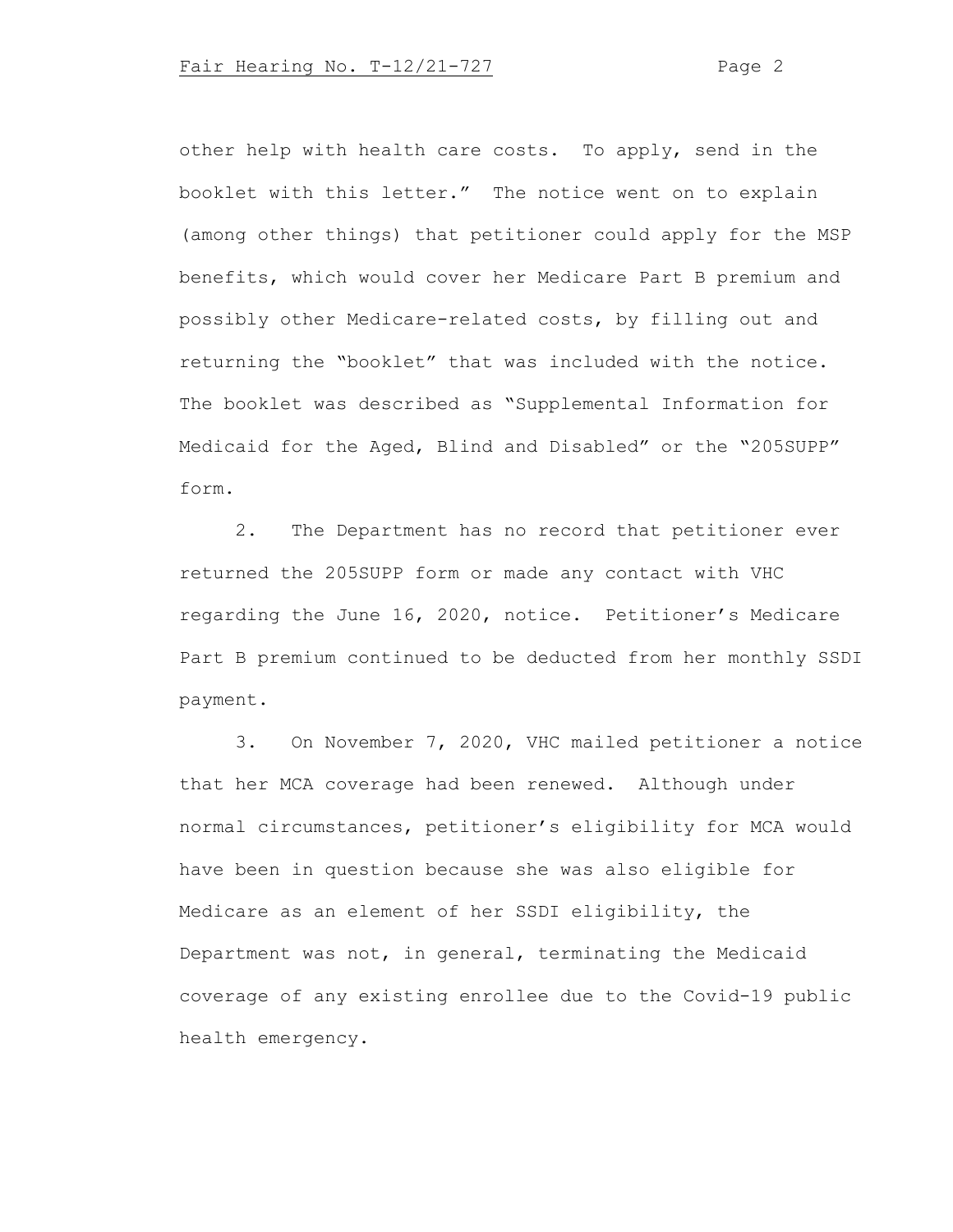other help with health care costs. To apply, send in the booklet with this letter." The notice went on to explain (among other things) that petitioner could apply for the MSP benefits, which would cover her Medicare Part B premium and possibly other Medicare-related costs, by filling out and returning the "booklet" that was included with the notice. The booklet was described as "Supplemental Information for Medicaid for the Aged, Blind and Disabled" or the "205SUPP" form.

2. The Department has no record that petitioner ever returned the 205SUPP form or made any contact with VHC regarding the June 16, 2020, notice. Petitioner's Medicare Part B premium continued to be deducted from her monthly SSDI payment.

3. On November 7, 2020, VHC mailed petitioner a notice that her MCA coverage had been renewed. Although under normal circumstances, petitioner's eligibility for MCA would have been in question because she was also eligible for Medicare as an element of her SSDI eligibility, the Department was not, in general, terminating the Medicaid coverage of any existing enrollee due to the Covid-19 public health emergency.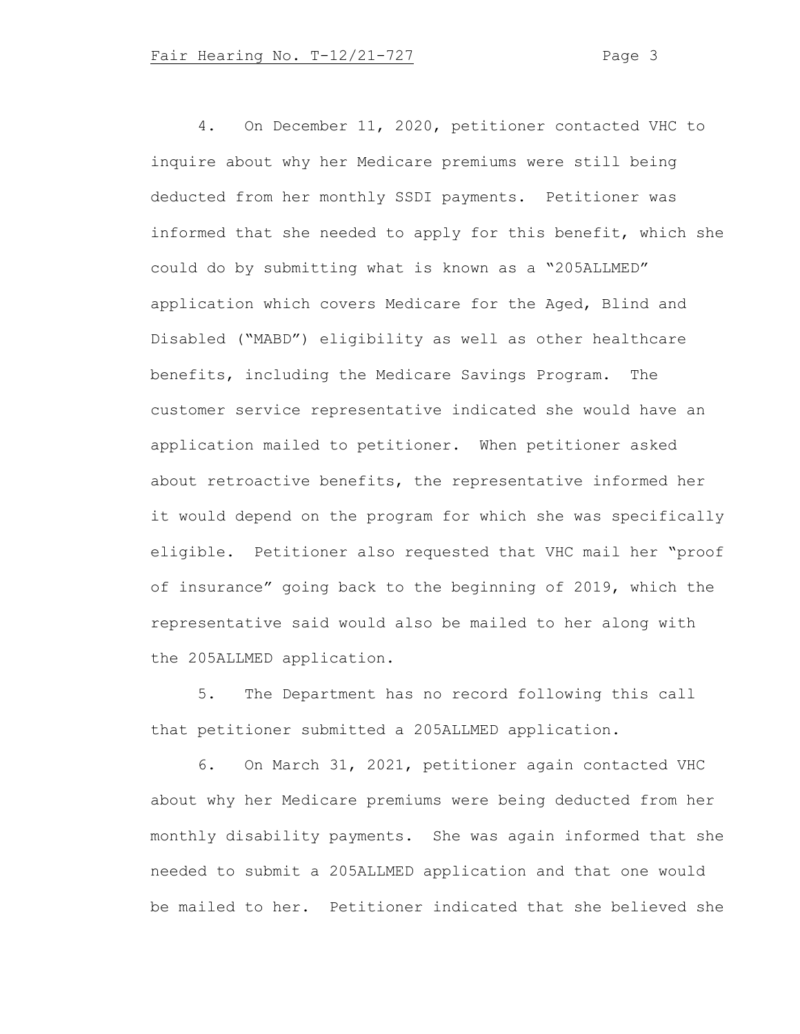4. On December 11, 2020, petitioner contacted VHC to inquire about why her Medicare premiums were still being deducted from her monthly SSDI payments. Petitioner was informed that she needed to apply for this benefit, which she could do by submitting what is known as a "205ALLMED" application which covers Medicare for the Aged, Blind and Disabled ("MABD") eligibility as well as other healthcare benefits, including the Medicare Savings Program. The customer service representative indicated she would have an application mailed to petitioner. When petitioner asked about retroactive benefits, the representative informed her it would depend on the program for which she was specifically eligible. Petitioner also requested that VHC mail her "proof of insurance" going back to the beginning of 2019, which the representative said would also be mailed to her along with the 205ALLMED application.

5. The Department has no record following this call that petitioner submitted a 205ALLMED application.

6. On March 31, 2021, petitioner again contacted VHC about why her Medicare premiums were being deducted from her monthly disability payments. She was again informed that she needed to submit a 205ALLMED application and that one would be mailed to her. Petitioner indicated that she believed she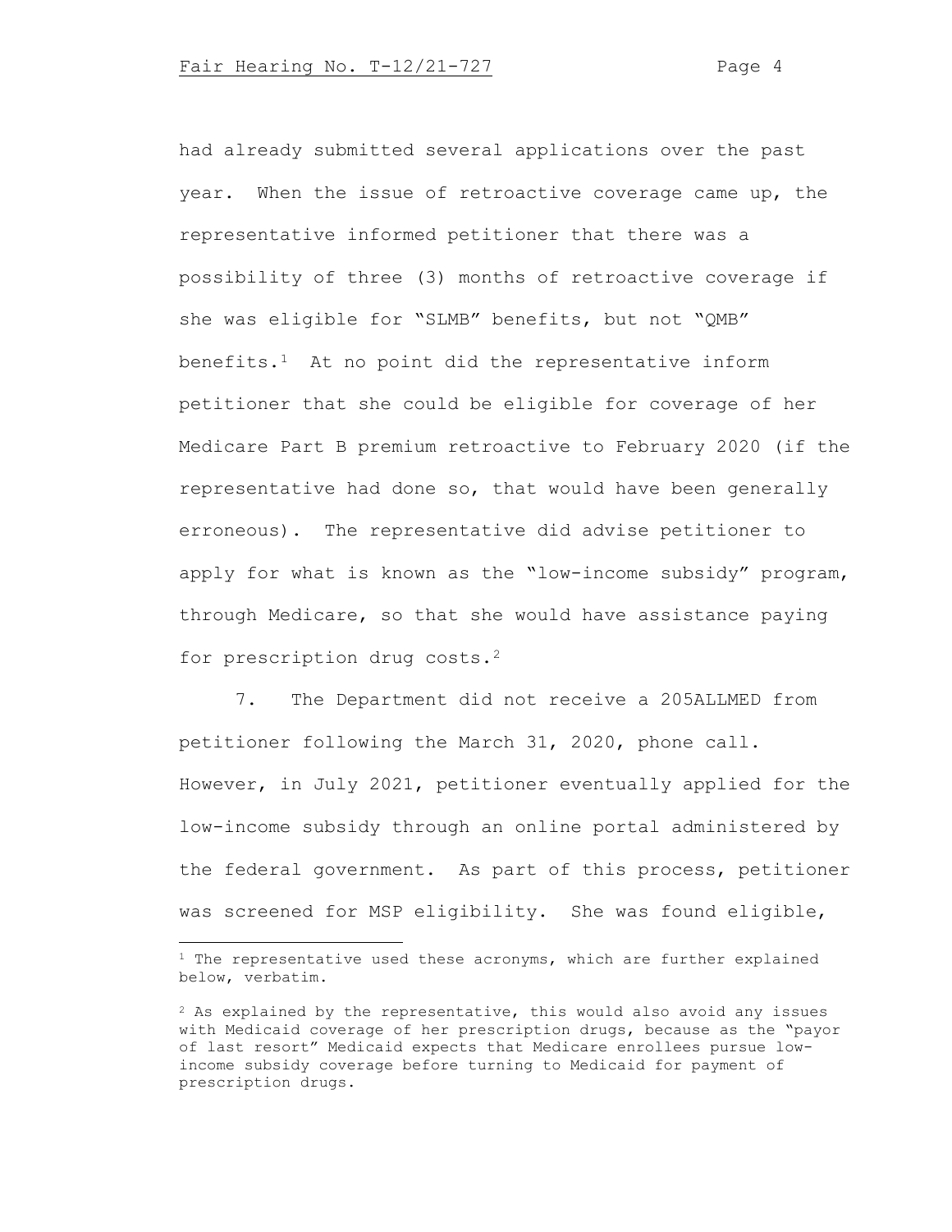had already submitted several applications over the past year. When the issue of retroactive coverage came up, the representative informed petitioner that there was a possibility of three (3) months of retroactive coverage if she was eligible for "SLMB" benefits, but not "QMB" benefits.[1] At no point did the representative inform petitioner that she could be eligible for coverage of her Medicare Part B premium retroactive to February 2020 (if the representative had done so, that would have been generally erroneous). The representative did advise petitioner to apply for what is known as the "low-income subsidy" program, through Medicare, so that she would have assistance paying for prescription drug costs.[2]

7. The Department did not receive a 205ALLMED from petitioner following the March 31, 2020, phone call. However, in July 2021, petitioner eventually applied for the low-income subsidy through an online portal administered by the federal government. As part of this process, petitioner was screened for MSP eligibility. She was found eligible,

---

[1] The representative used these acronyms, which are further explained below, verbatim.

[2] As explained by the representative, this would also avoid any issues with Medicaid coverage of her prescription drugs, because as the "payor of last resort" Medicaid expects that Medicare enrollees pursue low-income subsidy coverage before turning to Medicaid for payment of prescription drugs.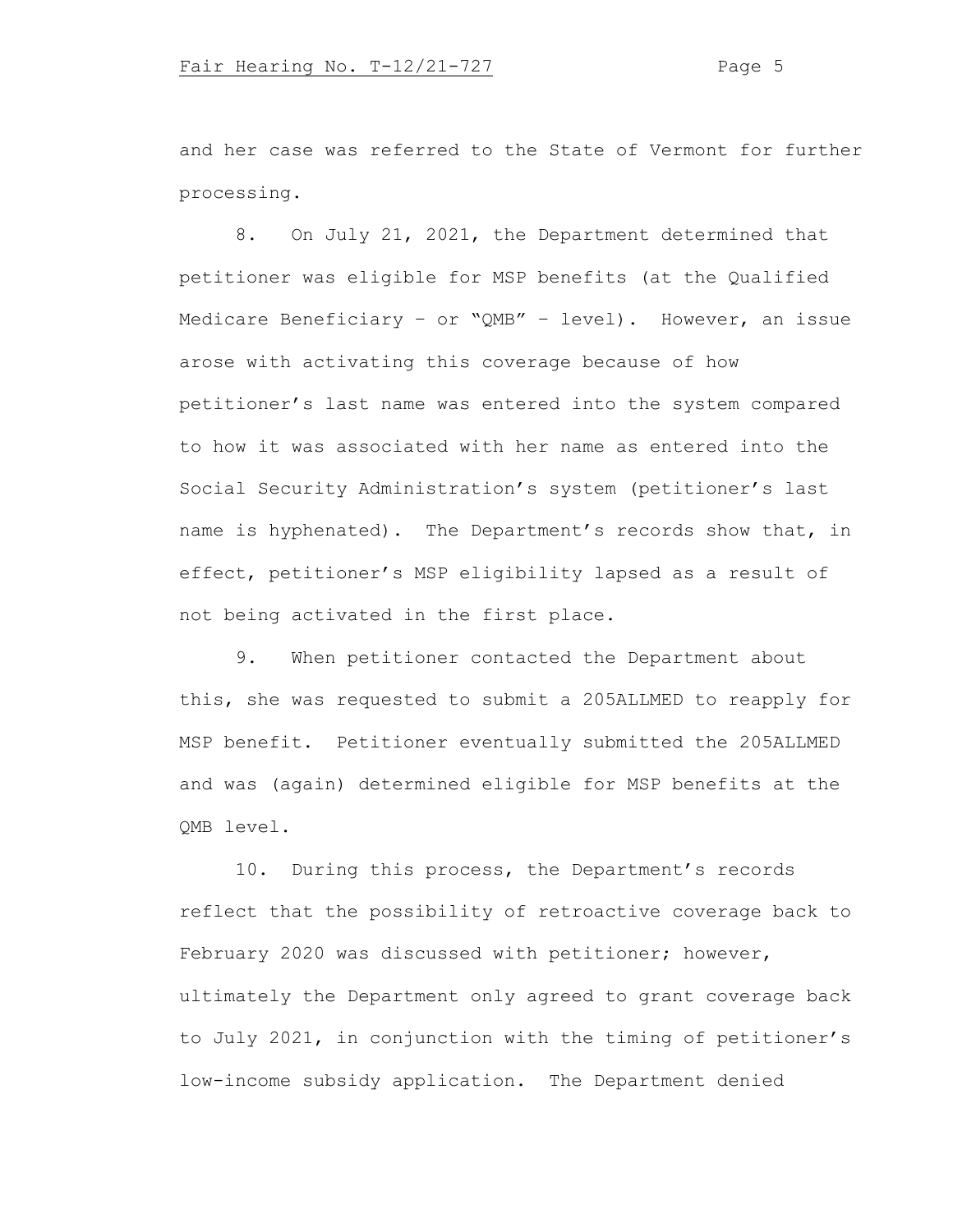and her case was referred to the State of Vermont for further processing.

8. On July 21, 2021, the Department determined that petitioner was eligible for MSP benefits (at the Qualified Medicare Beneficiary – or "QMB" – level). However, an issue arose with activating this coverage because of how petitioner's last name was entered into the system compared to how it was associated with her name as entered into the Social Security Administration's system (petitioner's last name is hyphenated). The Department's records show that, in effect, petitioner's MSP eligibility lapsed as a result of not being activated in the first place.

9. When petitioner contacted the Department about this, she was requested to submit a 205ALLMED to reapply for MSP benefit. Petitioner eventually submitted the 205ALLMED and was (again) determined eligible for MSP benefits at the QMB level.

10. During this process, the Department's records reflect that the possibility of retroactive coverage back to February 2020 was discussed with petitioner; however, ultimately the Department only agreed to grant coverage back to July 2021, in conjunction with the timing of petitioner's low-income subsidy application. The Department denied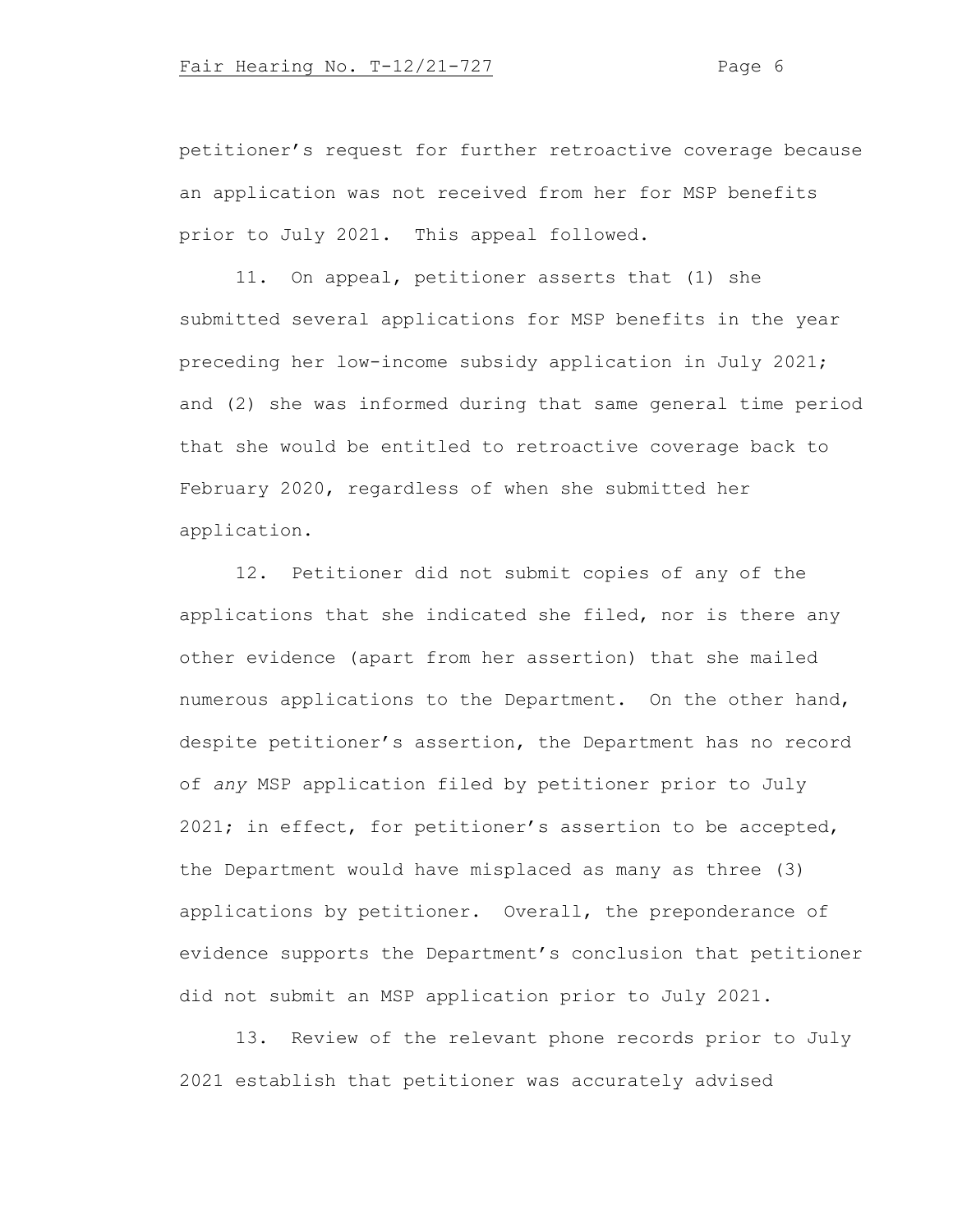petitioner's request for further retroactive coverage because an application was not received from her for MSP benefits prior to July 2021. This appeal followed.

11. On appeal, petitioner asserts that (1) she submitted several applications for MSP benefits in the year preceding her low-income subsidy application in July 2021; and (2) she was informed during that same general time period that she would be entitled to retroactive coverage back to February 2020, regardless of when she submitted her application.

12. Petitioner did not submit copies of any of the applications that she indicated she filed, nor is there any other evidence (apart from her assertion) that she mailed numerous applications to the Department. On the other hand, despite petitioner's assertion, the Department has no record of *any* MSP application filed by petitioner prior to July 2021; in effect, for petitioner's assertion to be accepted, the Department would have misplaced as many as three (3) applications by petitioner. Overall, the preponderance of evidence supports the Department's conclusion that petitioner did not submit an MSP application prior to July 2021.

13. Review of the relevant phone records prior to July 2021 establish that petitioner was accurately advised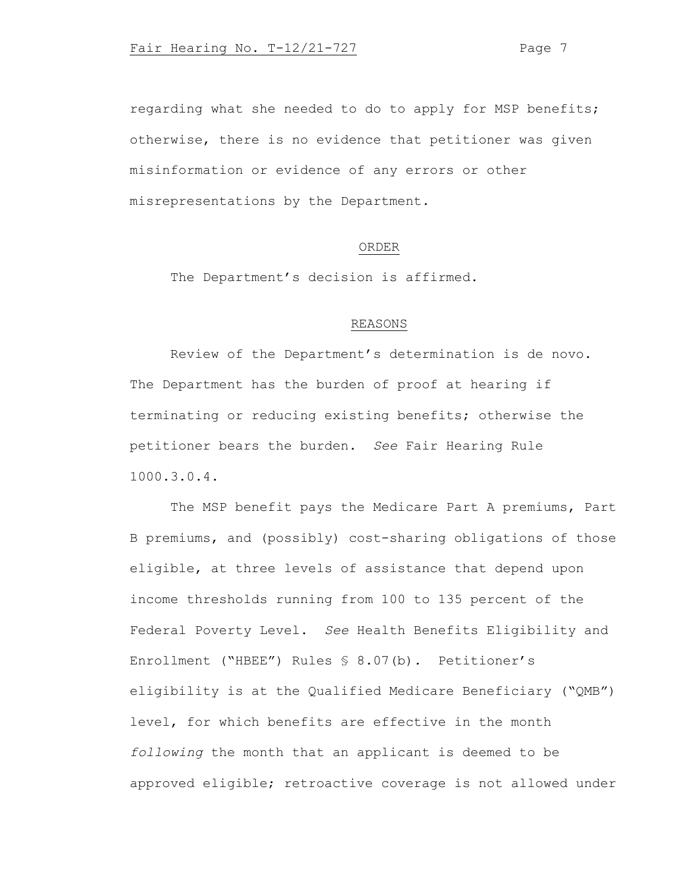regarding what she needed to do to apply for MSP benefits; otherwise, there is no evidence that petitioner was given misinformation or evidence of any errors or other misrepresentations by the Department.

## ORDER

The Department's decision is affirmed.

## REASONS

Review of the Department's determination is de novo. The Department has the burden of proof at hearing if terminating or reducing existing benefits; otherwise the petitioner bears the burden. *See* Fair Hearing Rule 1000.3.0.4.

The MSP benefit pays the Medicare Part A premiums, Part B premiums, and (possibly) cost-sharing obligations of those eligible, at three levels of assistance that depend upon income thresholds running from 100 to 135 percent of the Federal Poverty Level. *See* Health Benefits Eligibility and Enrollment ("HBEE") Rules § 8.07(b). Petitioner's eligibility is at the Qualified Medicare Beneficiary ("QMB") level, for which benefits are effective in the month *following* the month that an applicant is deemed to be approved eligible; retroactive coverage is not allowed under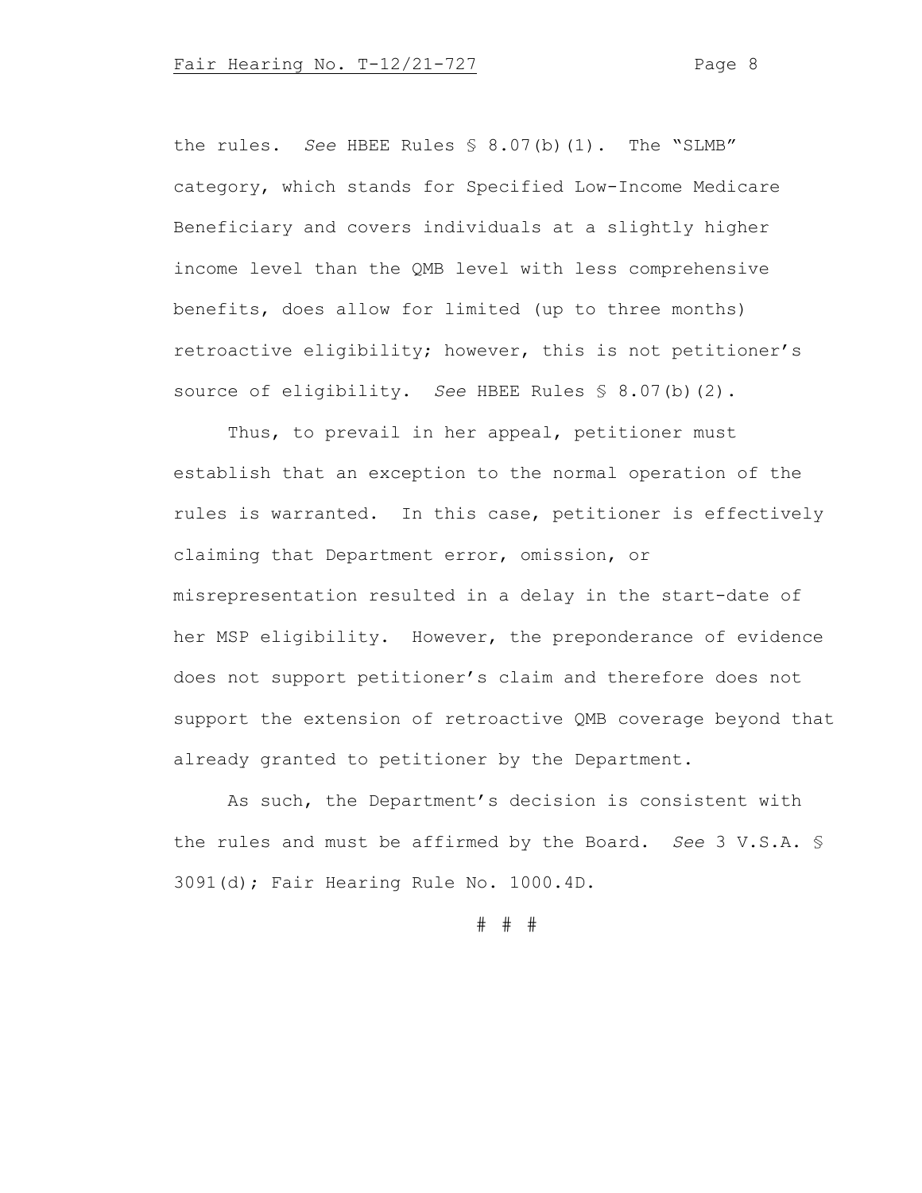the rules. *See* HBEE Rules § 8.07(b)(1). The "SLMB" category, which stands for Specified Low-Income Medicare Beneficiary and covers individuals at a slightly higher income level than the QMB level with less comprehensive benefits, does allow for limited (up to three months) retroactive eligibility; however, this is not petitioner's source of eligibility. *See* HBEE Rules § 8.07(b)(2).

Thus, to prevail in her appeal, petitioner must establish that an exception to the normal operation of the rules is warranted. In this case, petitioner is effectively claiming that Department error, omission, or misrepresentation resulted in a delay in the start-date of her MSP eligibility. However, the preponderance of evidence does not support petitioner's claim and therefore does not support the extension of retroactive QMB coverage beyond that already granted to petitioner by the Department.

As such, the Department's decision is consistent with the rules and must be affirmed by the Board. *See* 3 V.S.A. § 3091(d); Fair Hearing Rule No. 1000.4D.

# # #